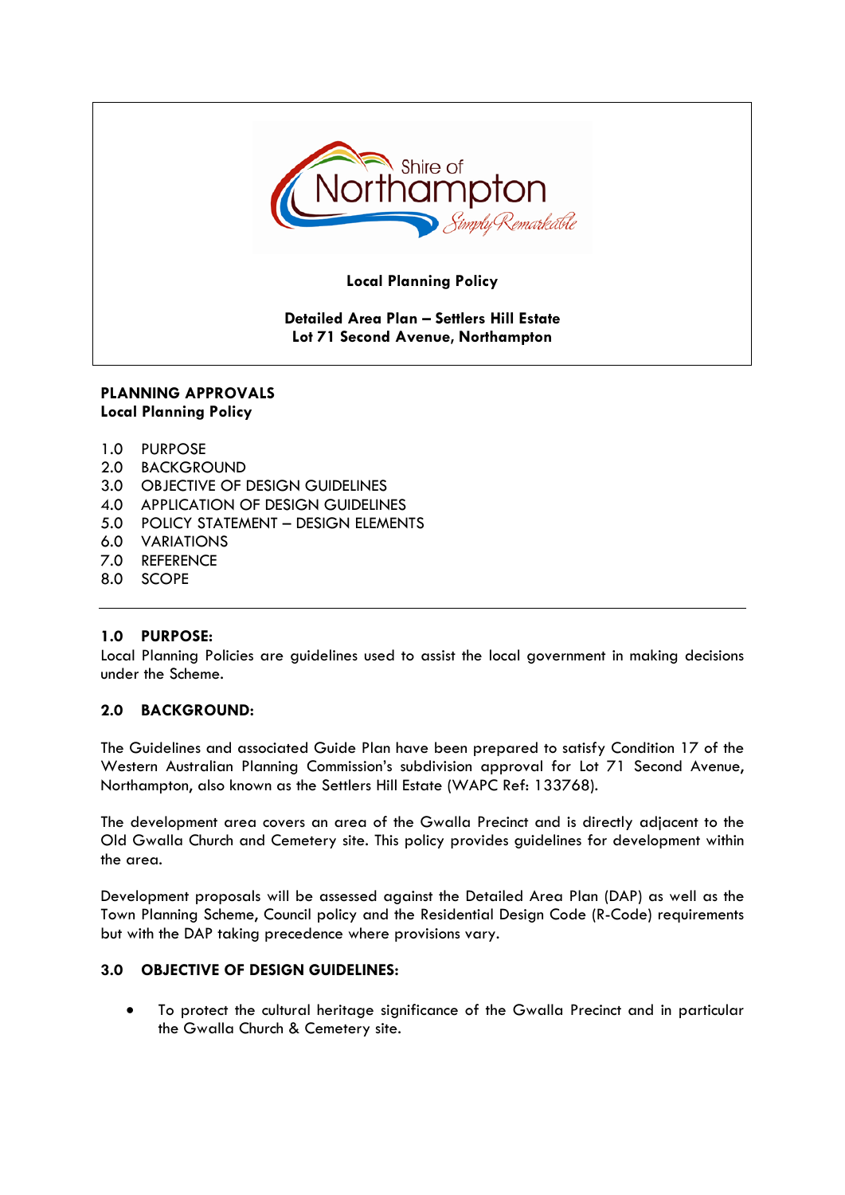Shire of Northampton *Simply Remarkable*

**Local Planning Policy**

**Detailed Area Plan – Settlers Hill Estate**
**Lot 71 Second Avenue, Northampton**

**PLANNING APPROVALS**
**Local Planning Policy**

1.0 PURPOSE
2.0 BACKGROUND
3.0 OBJECTIVE OF DESIGN GUIDELINES
4.0 APPLICATION OF DESIGN GUIDELINES
5.0 POLICY STATEMENT – DESIGN ELEMENTS
6.0 VARIATIONS
7.0 REFERENCE
8.0 SCOPE

---

## 1.0 PURPOSE:

Local Planning Policies are guidelines used to assist the local government in making decisions under the Scheme.

## 2.0 BACKGROUND:

The Guidelines and associated Guide Plan have been prepared to satisfy Condition 17 of the Western Australian Planning Commission's subdivision approval for Lot 71 Second Avenue, Northampton, also known as the Settlers Hill Estate (WAPC Ref: 133768).

The development area covers an area of the Gwalla Precinct and is directly adjacent to the Old Gwalla Church and Cemetery site. This policy provides guidelines for development within the area.

Development proposals will be assessed against the Detailed Area Plan (DAP) as well as the Town Planning Scheme, Council policy and the Residential Design Code (R-Code) requirements but with the DAP taking precedence where provisions vary.

## 3.0 OBJECTIVE OF DESIGN GUIDELINES:

- To protect the cultural heritage significance of the Gwalla Precinct and in particular the Gwalla Church & Cemetery site.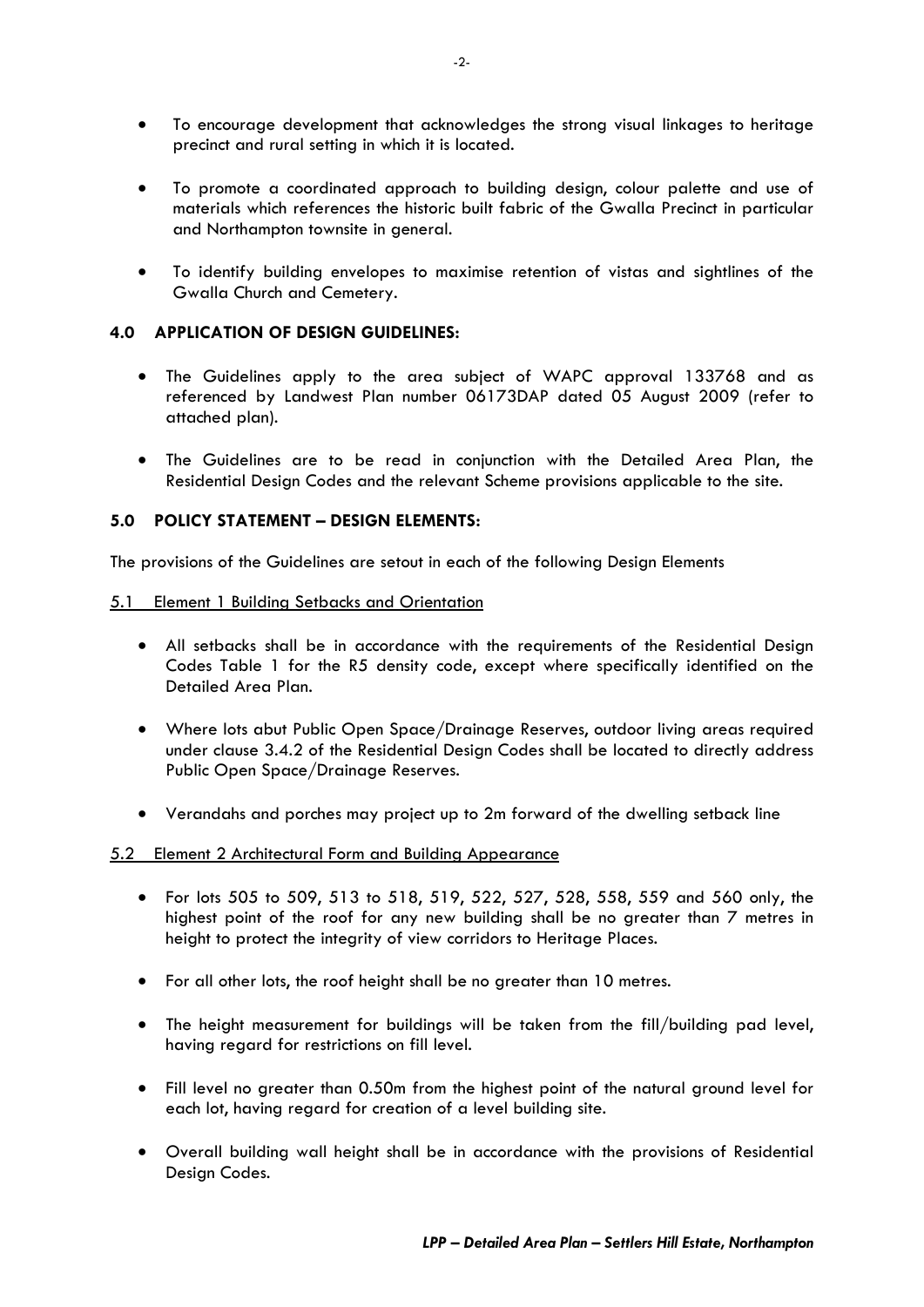- To encourage development that acknowledges the strong visual linkages to heritage precinct and rural setting in which it is located.

- To promote a coordinated approach to building design, colour palette and use of materials which references the historic built fabric of the Gwalla Precinct in particular and Northampton townsite in general.

- To identify building envelopes to maximise retention of vistas and sightlines of the Gwalla Church and Cemetery.

## 4.0 APPLICATION OF DESIGN GUIDELINES:

- The Guidelines apply to the area subject of WAPC approval 133768 and as referenced by Landwest Plan number 06173DAP dated 05 August 2009 (refer to attached plan).

- The Guidelines are to be read in conjunction with the Detailed Area Plan, the Residential Design Codes and the relevant Scheme provisions applicable to the site.

## 5.0 POLICY STATEMENT – DESIGN ELEMENTS:

The provisions of the Guidelines are setout in each of the following Design Elements

### 5.1 Element 1 Building Setbacks and Orientation

- All setbacks shall be in accordance with the requirements of the Residential Design Codes Table 1 for the R5 density code, except where specifically identified on the Detailed Area Plan.

- Where lots abut Public Open Space/Drainage Reserves, outdoor living areas required under clause 3.4.2 of the Residential Design Codes shall be located to directly address Public Open Space/Drainage Reserves.

- Verandahs and porches may project up to 2m forward of the dwelling setback line

### 5.2 Element 2 Architectural Form and Building Appearance

- For lots 505 to 509, 513 to 518, 519, 522, 527, 528, 558, 559 and 560 only, the highest point of the roof for any new building shall be no greater than 7 metres in height to protect the integrity of view corridors to Heritage Places.

- For all other lots, the roof height shall be no greater than 10 metres.

- The height measurement for buildings will be taken from the fill/building pad level, having regard for restrictions on fill level.

- Fill level no greater than 0.50m from the highest point of the natural ground level for each lot, having regard for creation of a level building site.

- Overall building wall height shall be in accordance with the provisions of Residential Design Codes.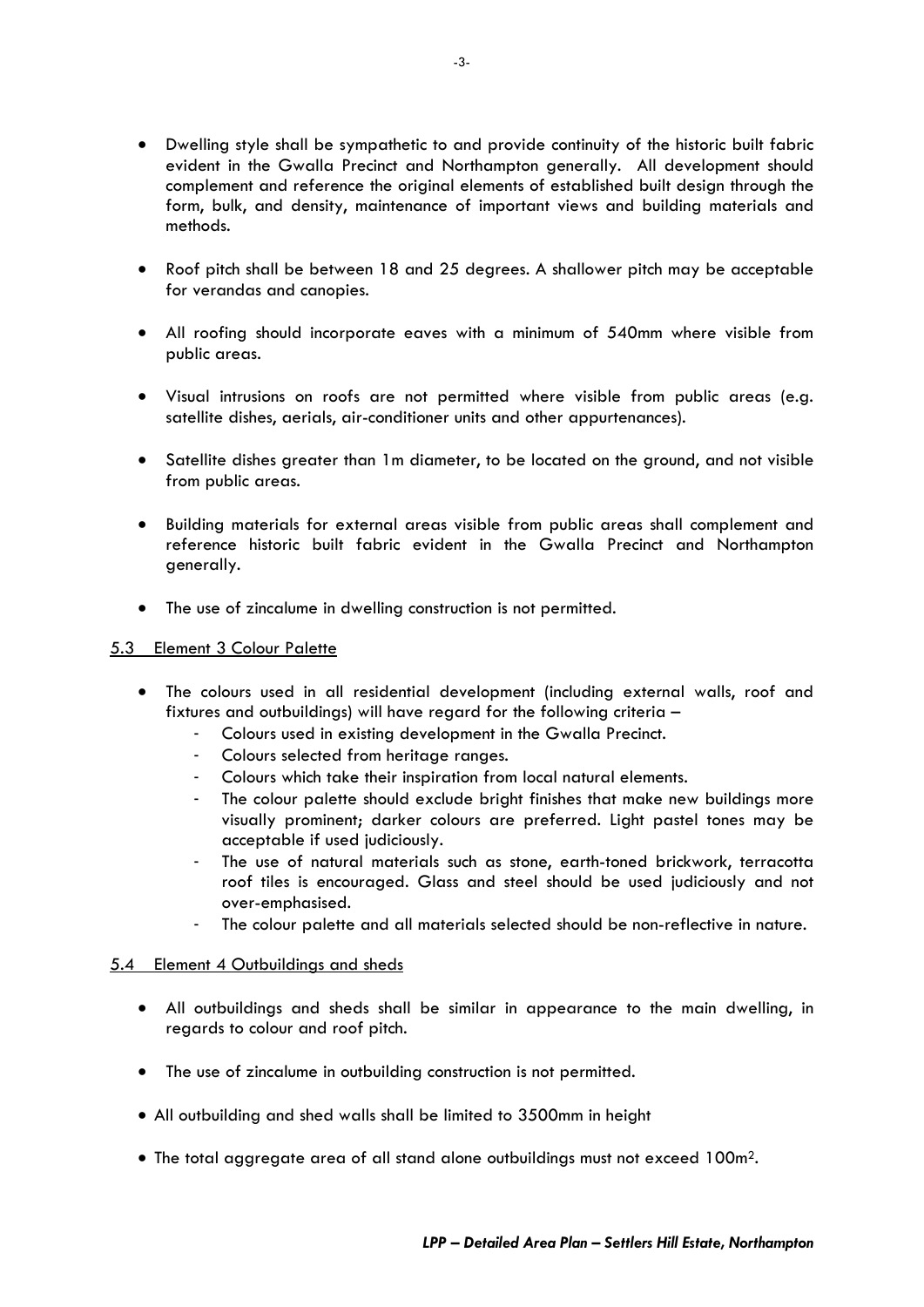- Dwelling style shall be sympathetic to and provide continuity of the historic built fabric evident in the Gwalla Precinct and Northampton generally. All development should complement and reference the original elements of established built design through the form, bulk, and density, maintenance of important views and building materials and methods.

- Roof pitch shall be between 18 and 25 degrees. A shallower pitch may be acceptable for verandas and canopies.

- All roofing should incorporate eaves with a minimum of 540mm where visible from public areas.

- Visual intrusions on roofs are not permitted where visible from public areas (e.g. satellite dishes, aerials, air-conditioner units and other appurtenances).

- Satellite dishes greater than 1m diameter, to be located on the ground, and not visible from public areas.

- Building materials for external areas visible from public areas shall complement and reference historic built fabric evident in the Gwalla Precinct and Northampton generally.

- The use of zincalume in dwelling construction is not permitted.

## 5.3 Element 3 Colour Palette

- The colours used in all residential development (including external walls, roof and fixtures and outbuildings) will have regard for the following criteria –
  - Colours used in existing development in the Gwalla Precinct.
  - Colours selected from heritage ranges.
  - Colours which take their inspiration from local natural elements.
  - The colour palette should exclude bright finishes that make new buildings more visually prominent; darker colours are preferred. Light pastel tones may be acceptable if used judiciously.
  - The use of natural materials such as stone, earth-toned brickwork, terracotta roof tiles is encouraged. Glass and steel should be used judiciously and not over-emphasised.
  - The colour palette and all materials selected should be non-reflective in nature.

## 5.4 Element 4 Outbuildings and sheds

- All outbuildings and sheds shall be similar in appearance to the main dwelling, in regards to colour and roof pitch.

- The use of zincalume in outbuilding construction is not permitted.

- All outbuilding and shed walls shall be limited to 3500mm in height

- The total aggregate area of all stand alone outbuildings must not exceed 100m$^2$.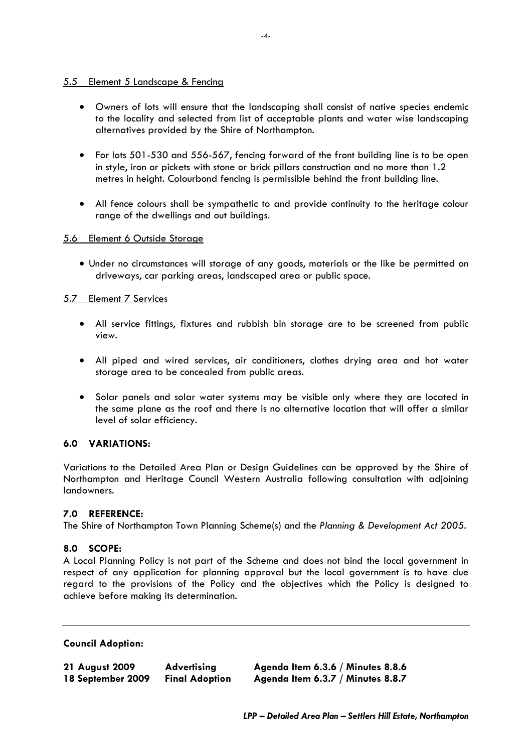### 5.5 Element 5 Landscape & Fencing

- Owners of lots will ensure that the landscaping shall consist of native species endemic to the locality and selected from list of acceptable plants and water wise landscaping alternatives provided by the Shire of Northampton.
- For lots 501-530 and 556-567, fencing forward of the front building line is to be open in style, iron or pickets with stone or brick pillars construction and no more than 1.2 metres in height. Colourbond fencing is permissible behind the front building line.
- All fence colours shall be sympathetic to and provide continuity to the heritage colour range of the dwellings and out buildings.

### 5.6 Element 6 Outside Storage

- Under no circumstances will storage of any goods, materials or the like be permitted on driveways, car parking areas, landscaped area or public space.

### 5.7 Element 7 Services

- All service fittings, fixtures and rubbish bin storage are to be screened from public view.
- All piped and wired services, air conditioners, clothes drying area and hot water storage area to be concealed from public areas.
- Solar panels and solar water systems may be visible only where they are located in the same plane as the roof and there is no alternative location that will offer a similar level of solar efficiency.

## 6.0 VARIATIONS:

Variations to the Detailed Area Plan or Design Guidelines can be approved by the Shire of Northampton and Heritage Council Western Australia following consultation with adjoining landowners.

## 7.0 REFERENCE:

The Shire of Northampton Town Planning Scheme(s) and the *Planning & Development Act 2005*.

## 8.0 SCOPE:

A Local Planning Policy is not part of the Scheme and does not bind the local government in respect of any application for planning approval but the local government is to have due regard to the provisions of the Policy and the objectives which the Policy is designed to achieve before making its determination.

---

**Council Adoption:**

| | | |
|---|---|---|
| **21 August 2009** | **Advertising** | **Agenda Item 6.3.6 / Minutes 8.8.6** |
| **18 September 2009** | **Final Adoption** | **Agenda Item 6.3.7 / Minutes 8.8.7** |